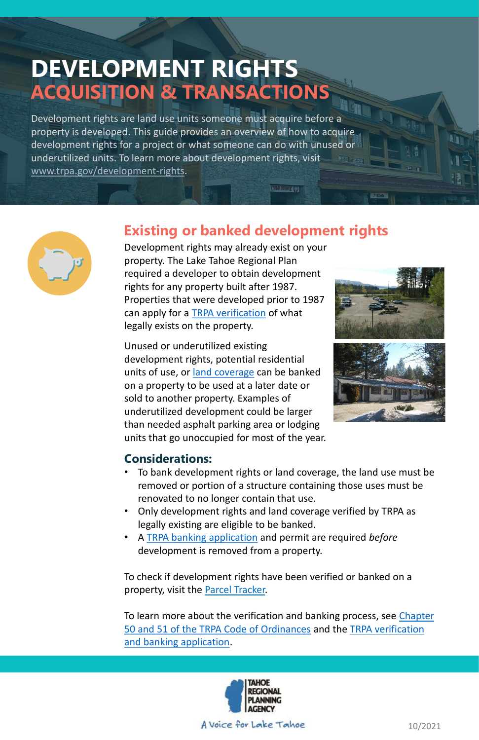# DEVELOPMENT RIGHTS
## ACQUISITION & TRANSACTIONS

Development rights are land use units someone must acquire before a property is developed. This guide provides an overview of how to acquire development rights for a project or what someone can do with unused or underutilized units. To learn more about development rights, visit www.trpa.gov/development-rights.

## Existing or banked development rights

Development rights may already exist on your property. The Lake Tahoe Regional Plan required a developer to obtain development rights for any property built after 1987. Properties that were developed prior to 1987 can apply for a TRPA verification of what legally exists on the property.

Unused or underutilized existing development rights, potential residential units of use, or land coverage can be banked on a property to be used at a later date or sold to another property. Examples of underutilized development could be larger than needed asphalt parking area or lodging units that go unoccupied for most of the year.

### Considerations:

- To bank development rights or land coverage, the land use must be removed or portion of a structure containing those uses must be renovated to no longer contain that use.
- Only development rights and land coverage verified by TRPA as legally existing are eligible to be banked.
- A TRPA banking application and permit are required *before* development is removed from a property.

To check if development rights have been verified or banked on a property, visit the Parcel Tracker.

To learn more about the verification and banking process, see Chapter 50 and 51 of the TRPA Code of Ordinances and the TRPA verification and banking application.

TAHOE REGIONAL PLANNING AGENCY

A Voice for Lake Tahoe

10/2021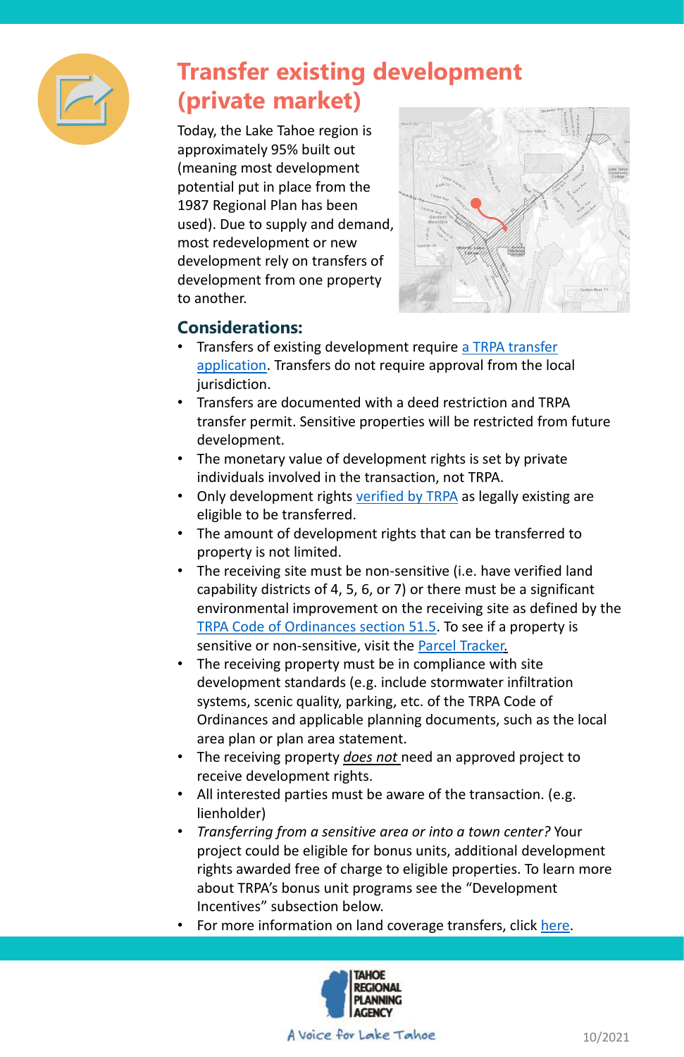# Transfer existing development (private market)

Today, the Lake Tahoe region is approximately 95% built out (meaning most development potential put in place from the 1987 Regional Plan has been used). Due to supply and demand, most redevelopment or new development rely on transfers of development from one property to another.

## Considerations:

- Transfers of existing development require [a TRPA transfer application](). Transfers do not require approval from the local jurisdiction.
- Transfers are documented with a deed restriction and TRPA transfer permit. Sensitive properties will be restricted from future development.
- The monetary value of development rights is set by private individuals involved in the transaction, not TRPA.
- Only development rights [verified by TRPA]() as legally existing are eligible to be transferred.
- The amount of development rights that can be transferred to property is not limited.
- The receiving site must be non-sensitive (i.e. have verified land capability districts of 4, 5, 6, or 7) or there must be a significant environmental improvement on the receiving site as defined by the [TRPA Code of Ordinances section 51.5](). To see if a property is sensitive or non-sensitive, visit the [Parcel Tracker.]()
- The receiving property must be in compliance with site development standards (e.g. include stormwater infiltration systems, scenic quality, parking, etc. of the TRPA Code of Ordinances and applicable planning documents, such as the local area plan or plan area statement.
- The receiving property ***does not*** need an approved project to receive development rights.
- All interested parties must be aware of the transaction. (e.g. lienholder)
- *Transferring from a sensitive area or into a town center?* Your project could be eligible for bonus units, additional development rights awarded free of charge to eligible properties. To learn more about TRPA's bonus unit programs see the "Development Incentives" subsection below.
- For more information on land coverage transfers, click [here]().

TAHOE REGIONAL PLANNING AGENCY

A Voice for Lake Tahoe

10/2021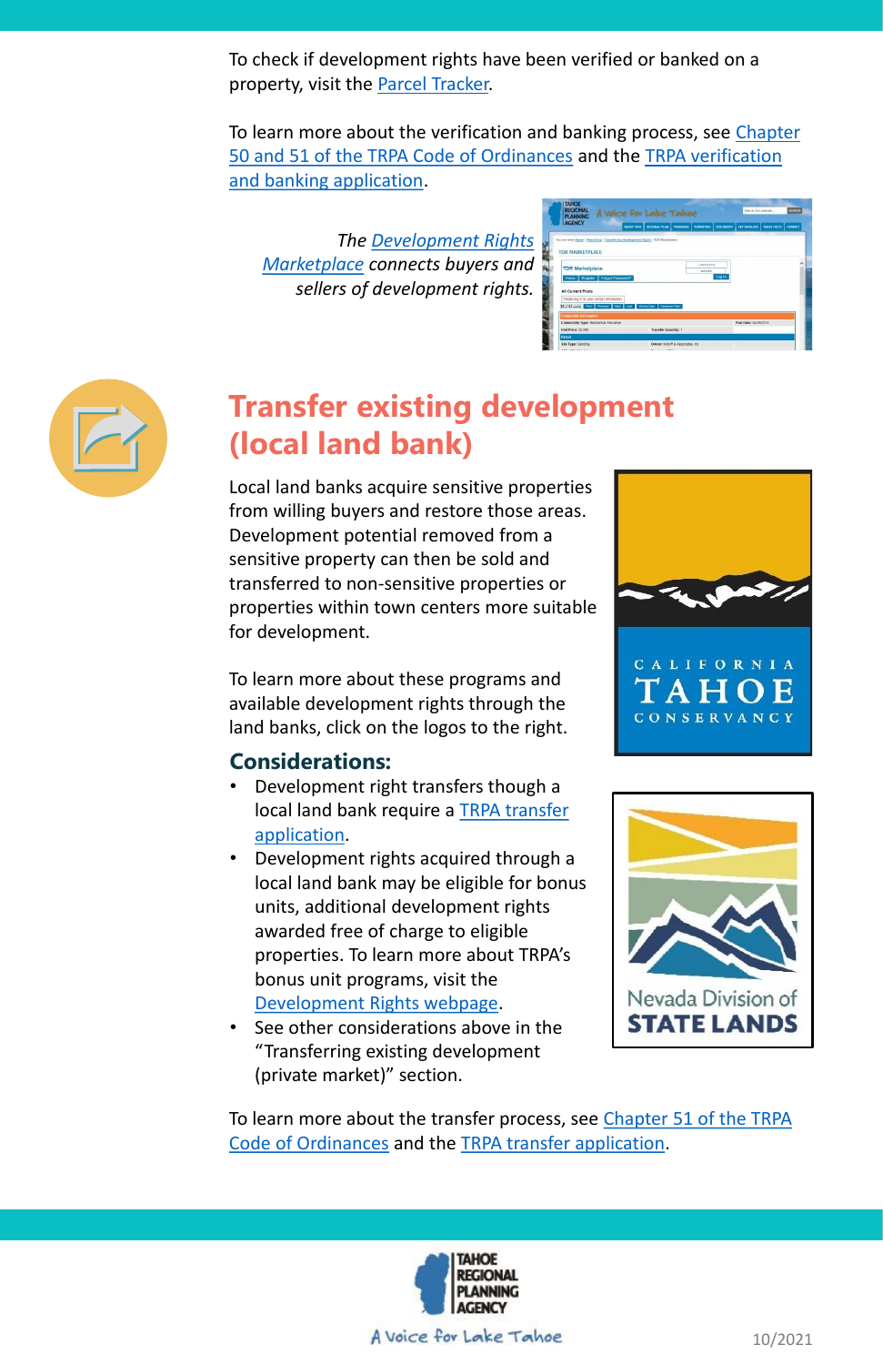To check if development rights have been verified or banked on a property, visit the Parcel Tracker.

To learn more about the verification and banking process, see Chapter 50 and 51 of the TRPA Code of Ordinances and the TRPA verification and banking application.

*The Development Rights Marketplace connects buyers and sellers of development rights.*

## Transfer existing development (local land bank)

Local land banks acquire sensitive properties from willing buyers and restore those areas. Development potential removed from a sensitive property can then be sold and transferred to non-sensitive properties or properties within town centers more suitable for development.

To learn more about these programs and available development rights through the land banks, click on the logos to the right.

### Considerations:

- Development right transfers though a local land bank require a TRPA transfer application.
- Development rights acquired through a local land bank may be eligible for bonus units, additional development rights awarded free of charge to eligible properties. To learn more about TRPA's bonus unit programs, visit the Development Rights webpage.
- See other considerations above in the "Transferring existing development (private market)" section.

To learn more about the transfer process, see Chapter 51 of the TRPA Code of Ordinances and the TRPA transfer application.

10/2021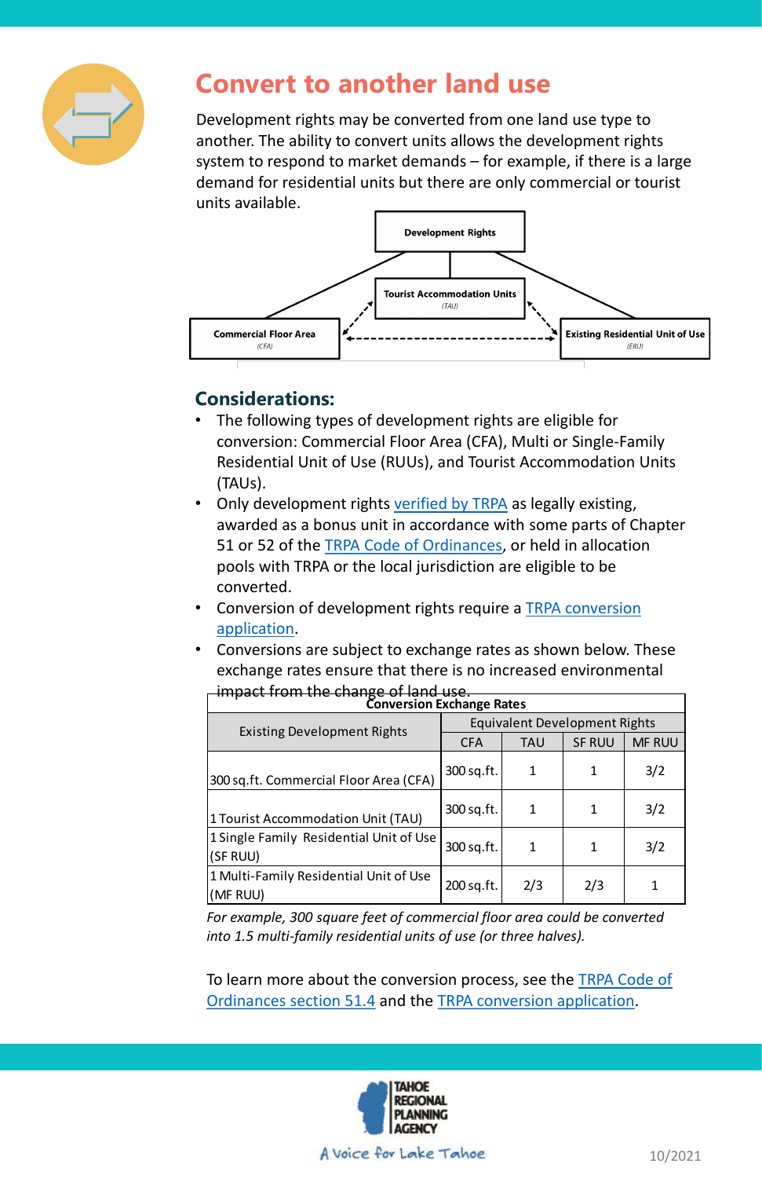# Convert to another land use

Development rights may be converted from one land use type to another. The ability to convert units allows the development rights system to respond to market demands – for example, if there is a large demand for residential units but there are only commercial or tourist units available.

Development Rights

Tourist Accommodation Units (TAU)

Commercial Floor Area (CFA)

Existing Residential Unit of Use (ERU)

## Considerations:

- The following types of development rights are eligible for conversion: Commercial Floor Area (CFA), Multi or Single-Family Residential Unit of Use (RUUs), and Tourist Accommodation Units (TAUs).
- Only development rights verified by TRPA as legally existing, awarded as a bonus unit in accordance with some parts of Chapter 51 or 52 of the TRPA Code of Ordinances, or held in allocation pools with TRPA or the local jurisdiction are eligible to be converted.
- Conversion of development rights require a TRPA conversion application.
- Conversions are subject to exchange rates as shown below. These exchange rates ensure that there is no increased environmental impact from the change of land use.

**Conversion Exchange Rates**

| Existing Development Rights | Equivalent Development Rights | | | |
|---|---|---|---|---|
| | CFA | TAU | SF RUU | MF RUU |
| 300 sq.ft. Commercial Floor Area (CFA) | 300 sq.ft. | 1 | 1 | 3/2 |
| 1 Tourist Accommodation Unit (TAU) | 300 sq.ft. | 1 | 1 | 3/2 |
| 1 Single Family Residential Unit of Use (SF RUU) | 300 sq.ft. | 1 | 1 | 3/2 |
| 1 Multi-Family Residential Unit of Use (MF RUU) | 200 sq.ft. | 2/3 | 2/3 | 1 |

*For example, 300 square feet of commercial floor area could be converted into 1.5 multi-family residential units of use (or three halves).*

To learn more about the conversion process, see the TRPA Code of Ordinances section 51.4 and the TRPA conversion application.

TAHOE REGIONAL PLANNING AGENCY

A Voice for Lake Tahoe

10/2021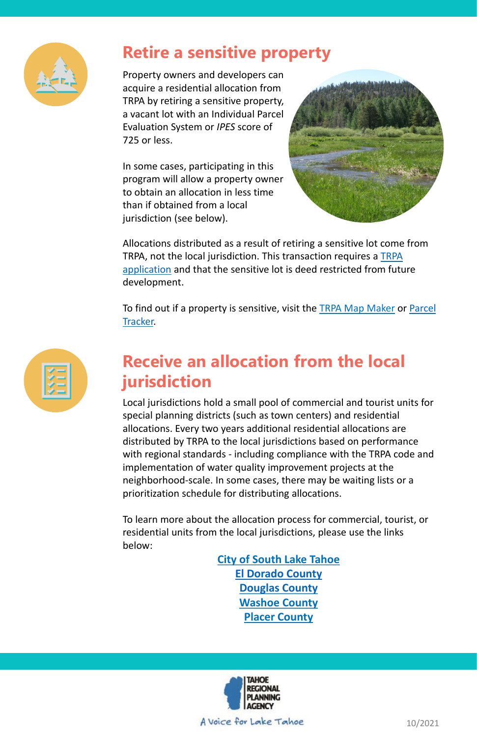## Retire a sensitive property

Property owners and developers can acquire a residential allocation from TRPA by retiring a sensitive property, a vacant lot with an Individual Parcel Evaluation System or *IPES* score of 725 or less.

In some cases, participating in this program will allow a property owner to obtain an allocation in less time than if obtained from a local jurisdiction (see below).

Allocations distributed as a result of retiring a sensitive lot come from TRPA, not the local jurisdiction. This transaction requires a TRPA application and that the sensitive lot is deed restricted from future development.

To find out if a property is sensitive, visit the TRPA Map Maker or Parcel Tracker.

## Receive an allocation from the local jurisdiction

Local jurisdictions hold a small pool of commercial and tourist units for special planning districts (such as town centers) and residential allocations. Every two years additional residential allocations are distributed by TRPA to the local jurisdictions based on performance with regional standards - including compliance with the TRPA code and implementation of water quality improvement projects at the neighborhood-scale. In some cases, there may be waiting lists or a prioritization schedule for distributing allocations.

To learn more about the allocation process for commercial, tourist, or residential units from the local jurisdictions, please use the links below:

**City of South Lake Tahoe**
**El Dorado County**
**Douglas County**
**Washoe County**
**Placer County**

TAHOE REGIONAL PLANNING AGENCY
A Voice for Lake Tahoe

10/2021